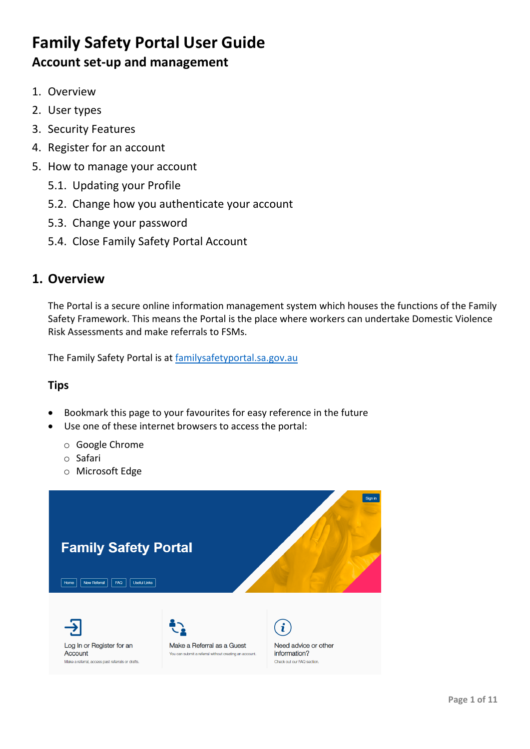# Family Safety Portal User Guide

## Account set-up and management

1. Overview
2. User types
3. Security Features
4. Register for an account
5. How to manage your account
    5.1. Updating your Profile
    5.2. Change how you authenticate your account
    5.3. Change your password
    5.4. Close Family Safety Portal Account

## 1. Overview

The Portal is a secure online information management system which houses the functions of the Family Safety Framework. This means the Portal is the place where workers can undertake Domestic Violence Risk Assessments and make referrals to FSMs.

The Family Safety Portal is at [familysafetyportal.sa.gov.au](familysafetyportal.sa.gov.au)

### Tips

- Bookmark this page to your favourites for easy reference in the future
- Use one of these internet browsers to access the portal:
    - Google Chrome
    - Safari
    - Microsoft Edge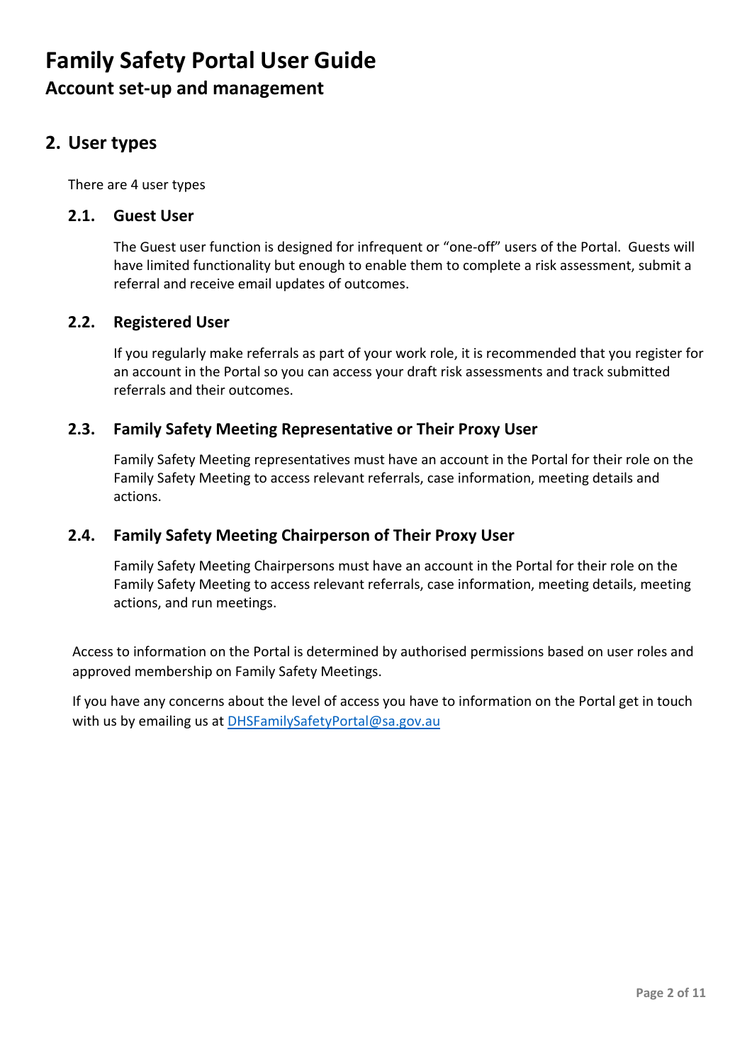# Family Safety Portal User Guide

## Account set-up and management

## 2. User types

There are 4 user types

### 2.1. Guest User

The Guest user function is designed for infrequent or "one-off" users of the Portal. Guests will have limited functionality but enough to enable them to complete a risk assessment, submit a referral and receive email updates of outcomes.

### 2.2. Registered User

If you regularly make referrals as part of your work role, it is recommended that you register for an account in the Portal so you can access your draft risk assessments and track submitted referrals and their outcomes.

### 2.3. Family Safety Meeting Representative or Their Proxy User

Family Safety Meeting representatives must have an account in the Portal for their role on the Family Safety Meeting to access relevant referrals, case information, meeting details and actions.

### 2.4. Family Safety Meeting Chairperson of Their Proxy User

Family Safety Meeting Chairpersons must have an account in the Portal for their role on the Family Safety Meeting to access relevant referrals, case information, meeting details, meeting actions, and run meetings.

Access to information on the Portal is determined by authorised permissions based on user roles and approved membership on Family Safety Meetings.

If you have any concerns about the level of access you have to information on the Portal get in touch with us by emailing us at DHSFamilySafetyPortal@sa.gov.au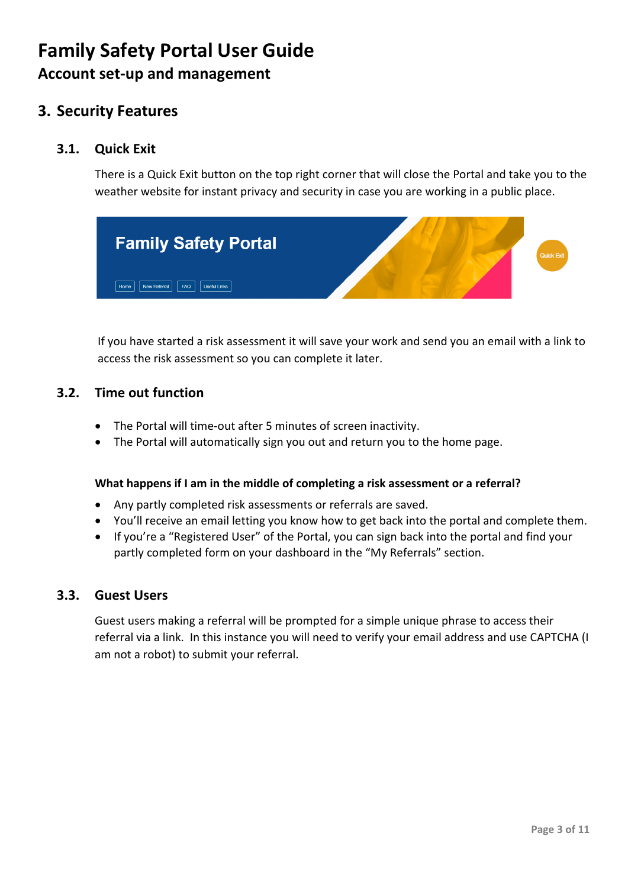# Family Safety Portal User Guide

## Account set-up and management

## 3. Security Features

### 3.1. Quick Exit

There is a Quick Exit button on the top right corner that will close the Portal and take you to the weather website for instant privacy and security in case you are working in a public place.

If you have started a risk assessment it will save your work and send you an email with a link to access the risk assessment so you can complete it later.

### 3.2. Time out function

- The Portal will time-out after 5 minutes of screen inactivity.
- The Portal will automatically sign you out and return you to the home page.

**What happens if I am in the middle of completing a risk assessment or a referral?**

- Any partly completed risk assessments or referrals are saved.
- You'll receive an email letting you know how to get back into the portal and complete them.
- If you're a "Registered User" of the Portal, you can sign back into the portal and find your partly completed form on your dashboard in the "My Referrals" section.

### 3.3. Guest Users

Guest users making a referral will be prompted for a simple unique phrase to access their referral via a link. In this instance you will need to verify your email address and use CAPTCHA (I am not a robot) to submit your referral.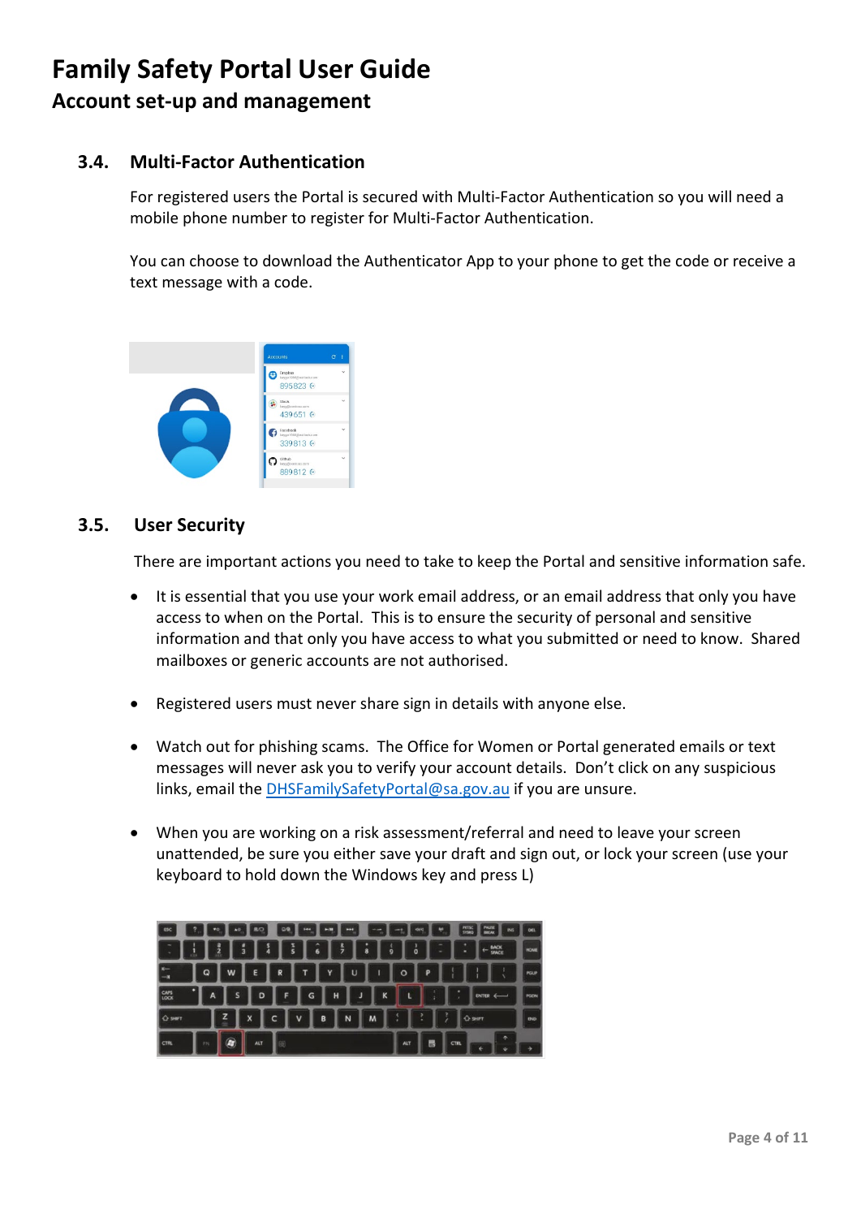# Family Safety Portal User Guide

## Account set-up and management

### 3.4. Multi-Factor Authentication

For registered users the Portal is secured with Multi-Factor Authentication so you will need a mobile phone number to register for Multi-Factor Authentication.

You can choose to download the Authenticator App to your phone to get the code or receive a text message with a code.

### 3.5. User Security

There are important actions you need to take to keep the Portal and sensitive information safe.

- It is essential that you use your work email address, or an email address that only you have access to when on the Portal. This is to ensure the security of personal and sensitive information and that only you have access to what you submitted or need to know. Shared mailboxes or generic accounts are not authorised.

- Registered users must never share sign in details with anyone else.

- Watch out for phishing scams. The Office for Women or Portal generated emails or text messages will never ask you to verify your account details. Don't click on any suspicious links, email the DHSFamilySafetyPortal@sa.gov.au if you are unsure.

- When you are working on a risk assessment/referral and need to leave your screen unattended, be sure you either save your draft and sign out, or lock your screen (use your keyboard to hold down the Windows key and press L)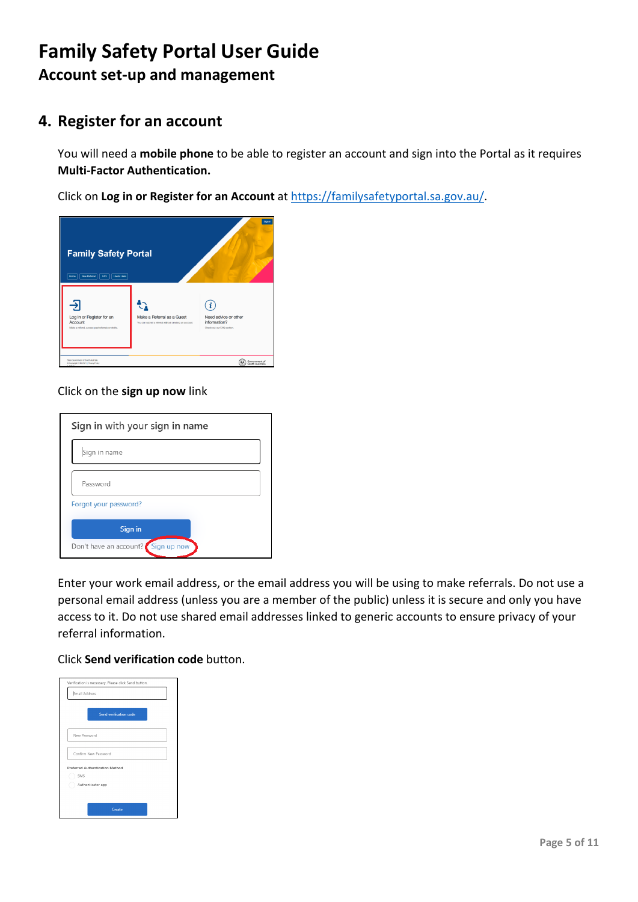# Family Safety Portal User Guide

## Account set-up and management

## 4. Register for an account

You will need a **mobile phone** to be able to register an account and sign into the Portal as it requires **Multi-Factor Authentication.**

Click on **Log in or Register for an Account** at https://familysafetyportal.sa.gov.au/.

Click on the **sign up now** link

Enter your work email address, or the email address you will be using to make referrals. Do not use a personal email address (unless you are a member of the public) unless it is secure and only you have access to it. Do not use shared email addresses linked to generic accounts to ensure privacy of your referral information.

Click **Send verification code** button.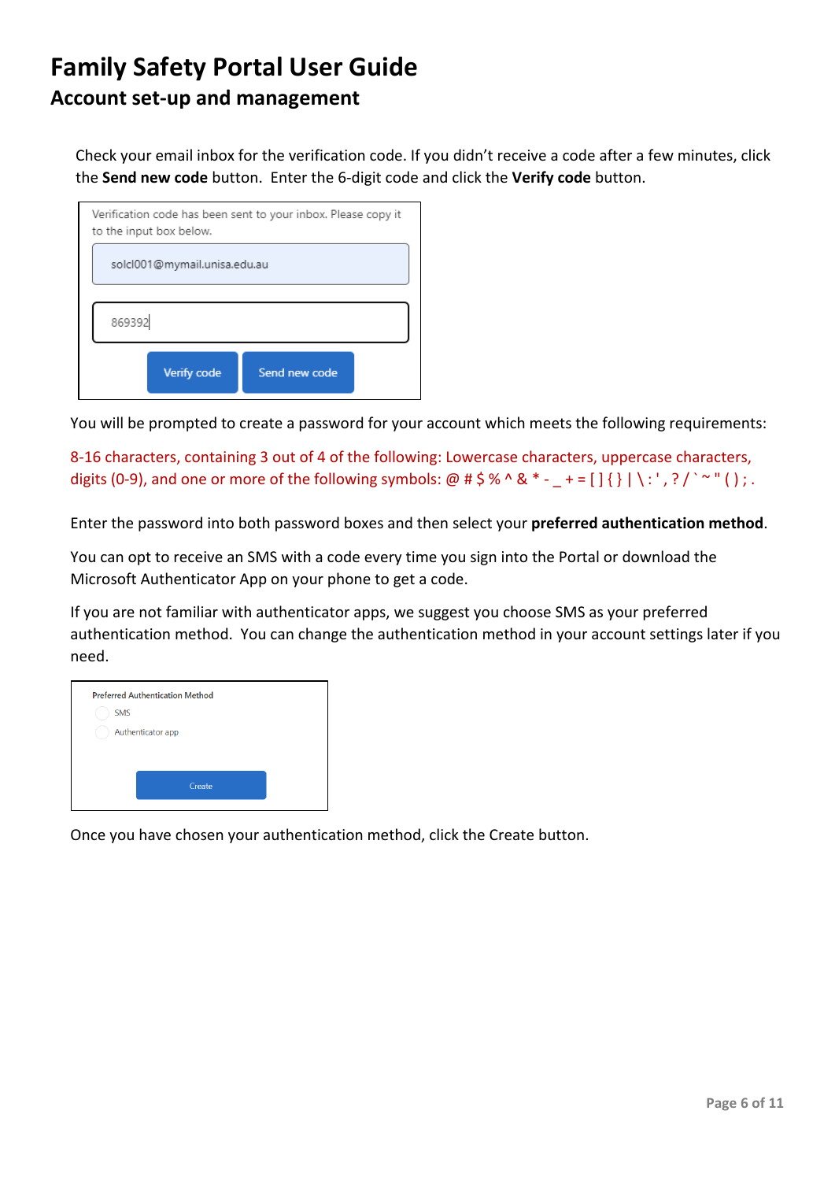# Family Safety Portal User Guide

## Account set-up and management

Check your email inbox for the verification code. If you didn't receive a code after a few minutes, click the **Send new code** button. Enter the 6-digit code and click the **Verify code** button.

Verification code has been sent to your inbox. Please copy it to the input box below.

solcl001@mymail.unisa.edu.au

869392

Verify code | Send new code

You will be prompted to create a password for your account which meets the following requirements:

8-16 characters, containing 3 out of 4 of the following: Lowercase characters, uppercase characters, digits (0-9), and one or more of the following symbols: @ # $ % ^ & * - _ + = [ ] { } | \ : ' , ? / ` ~ " ( ) ; .

Enter the password into both password boxes and then select your **preferred authentication method**.

You can opt to receive an SMS with a code every time you sign into the Portal or download the Microsoft Authenticator App on your phone to get a code.

If you are not familiar with authenticator apps, we suggest you choose SMS as your preferred authentication method. You can change the authentication method in your account settings later if you need.

Preferred Authentication Method

- SMS
- Authenticator app

Create

Once you have chosen your authentication method, click the Create button.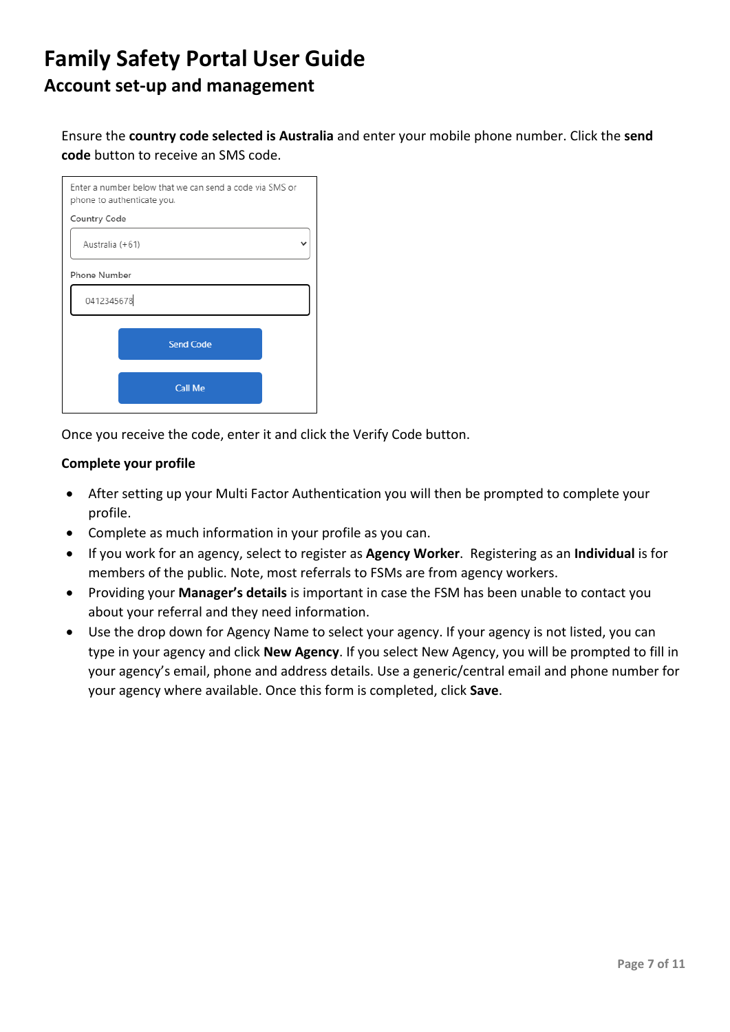# Family Safety Portal User Guide

## Account set-up and management

Ensure the **country code selected is Australia** and enter your mobile phone number. Click the **send code** button to receive an SMS code.

Enter a number below that we can send a code via SMS or phone to authenticate you.

Country Code

Australia (+61)

Phone Number

0412345678

Send Code

Call Me

Once you receive the code, enter it and click the Verify Code button.

**Complete your profile**

- After setting up your Multi Factor Authentication you will then be prompted to complete your profile.
- Complete as much information in your profile as you can.
- If you work for an agency, select to register as **Agency Worker**. Registering as an **Individual** is for members of the public. Note, most referrals to FSMs are from agency workers.
- Providing your **Manager's details** is important in case the FSM has been unable to contact you about your referral and they need information.
- Use the drop down for Agency Name to select your agency. If your agency is not listed, you can type in your agency and click **New Agency**. If you select New Agency, you will be prompted to fill in your agency's email, phone and address details. Use a generic/central email and phone number for your agency where available. Once this form is completed, click **Save**.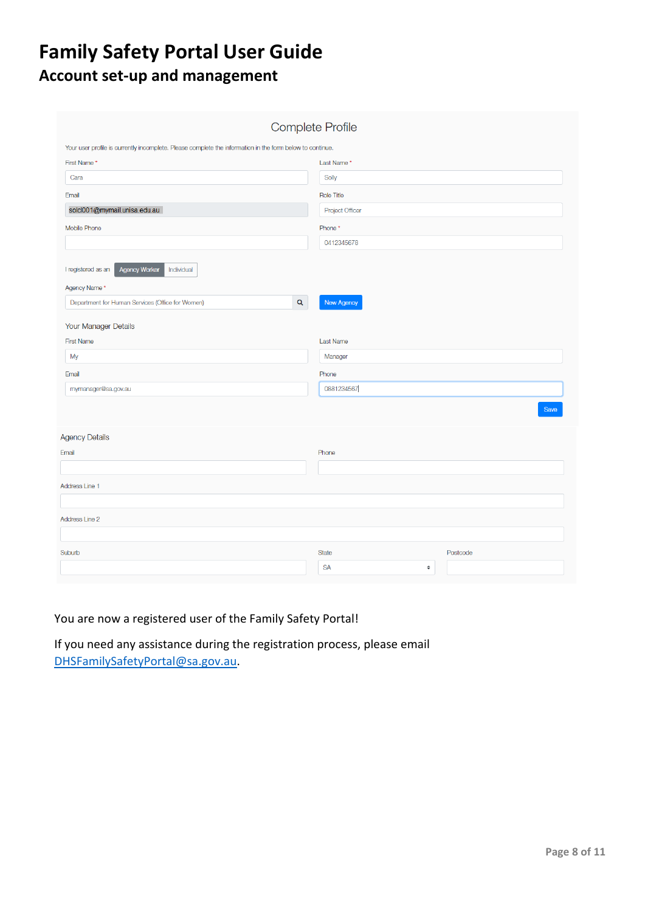# Family Safety Portal User Guide

## Account set-up and management

Complete Profile

Your user profile is currently incomplete. Please complete the information in the form below to continue.

| First Name * | Last Name * |
|---|---|
| Cara | Solly |
| **Email** | **Role Title** |
| solcl001@mymail.unisa.edu.au | Project Officer |
| **Mobile Phone** | **Phone *** |
| | 0412345678 |

I registered as an: Agency Worker | Individual

Agency Name *: Department for Human Services (Office for Women) — New Agency

Your Manager Details

| First Name | Last Name |
|---|---|
| My | Manager |
| **Email** | **Phone** |
| mymanager@sa.gov.au | 0881234567 |

Save

Agency Details

| Email | Phone |
|---|---|
| | |

Address Line 1

Address Line 2

| Suburb | State | Postcode |
|---|---|---|
| | SA | |

You are now a registered user of the Family Safety Portal!

If you need any assistance during the registration process, please email DHSFamilySafetyPortal@sa.gov.au.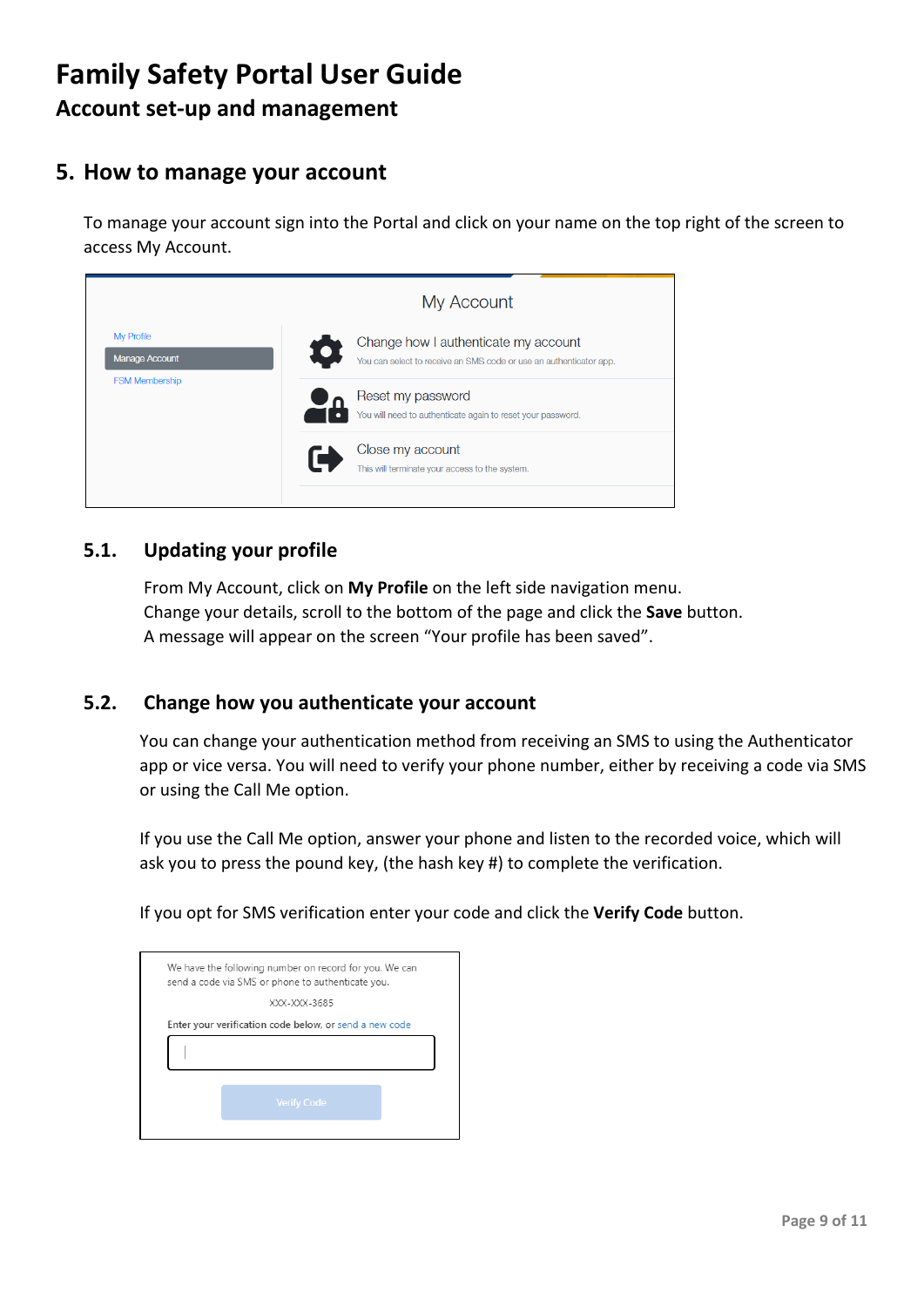# Family Safety Portal User Guide

## Account set-up and management

## 5. How to manage your account

To manage your account sign into the Portal and click on your name on the top right of the screen to access My Account.

My Account

- My Profile
- Manage Account
- FSM Membership

Change how I authenticate my account
You can select to receive an SMS code or use an authenticator app.

Reset my password
You will need to authenticate again to reset your password.

Close my account
This will terminate your access to the system.

### 5.1. Updating your profile

From My Account, click on **My Profile** on the left side navigation menu.
Change your details, scroll to the bottom of the page and click the **Save** button.
A message will appear on the screen "Your profile has been saved".

### 5.2. Change how you authenticate your account

You can change your authentication method from receiving an SMS to using the Authenticator app or vice versa. You will need to verify your phone number, either by receiving a code via SMS or using the Call Me option.

If you use the Call Me option, answer your phone and listen to the recorded voice, which will ask you to press the pound key, (the hash key #) to complete the verification.

If you opt for SMS verification enter your code and click the **Verify Code** button.

We have the following number on record for you. We can send a code via SMS or phone to authenticate you.

XXX-XXX-3685

Enter your verification code below, or send a new code

Verify Code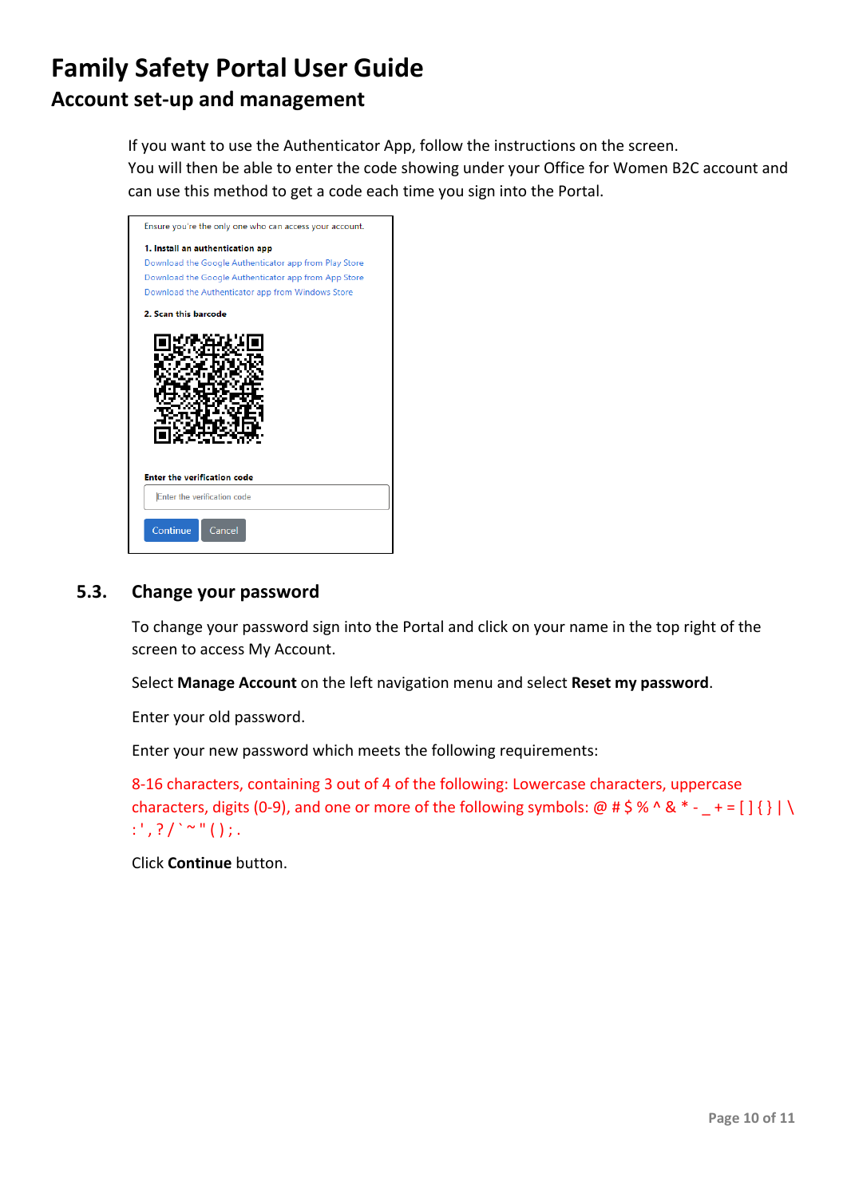# Family Safety Portal User Guide

## Account set-up and management

If you want to use the Authenticator App, follow the instructions on the screen.
You will then be able to enter the code showing under your Office for Women B2C account and can use this method to get a code each time you sign into the Portal.

Ensure you're the only one who can access your account.

**1. Install an authentication app**

Download the Google Authenticator app from Play Store

Download the Google Authenticator app from App Store

Download the Authenticator app from Windows Store

**2. Scan this barcode**

**Enter the verification code**

Enter the verification code

Continue Cancel

### 5.3. Change your password

To change your password sign into the Portal and click on your name in the top right of the screen to access My Account.

Select **Manage Account** on the left navigation menu and select **Reset my password**.

Enter your old password.

Enter your new password which meets the following requirements:

8-16 characters, containing 3 out of 4 of the following: Lowercase characters, uppercase characters, digits (0-9), and one or more of the following symbols: @ # $ % ^ & * - _ + = [ ] { } | \ : ' , ? / ` ~ " ( ) ; .

Click **Continue** button.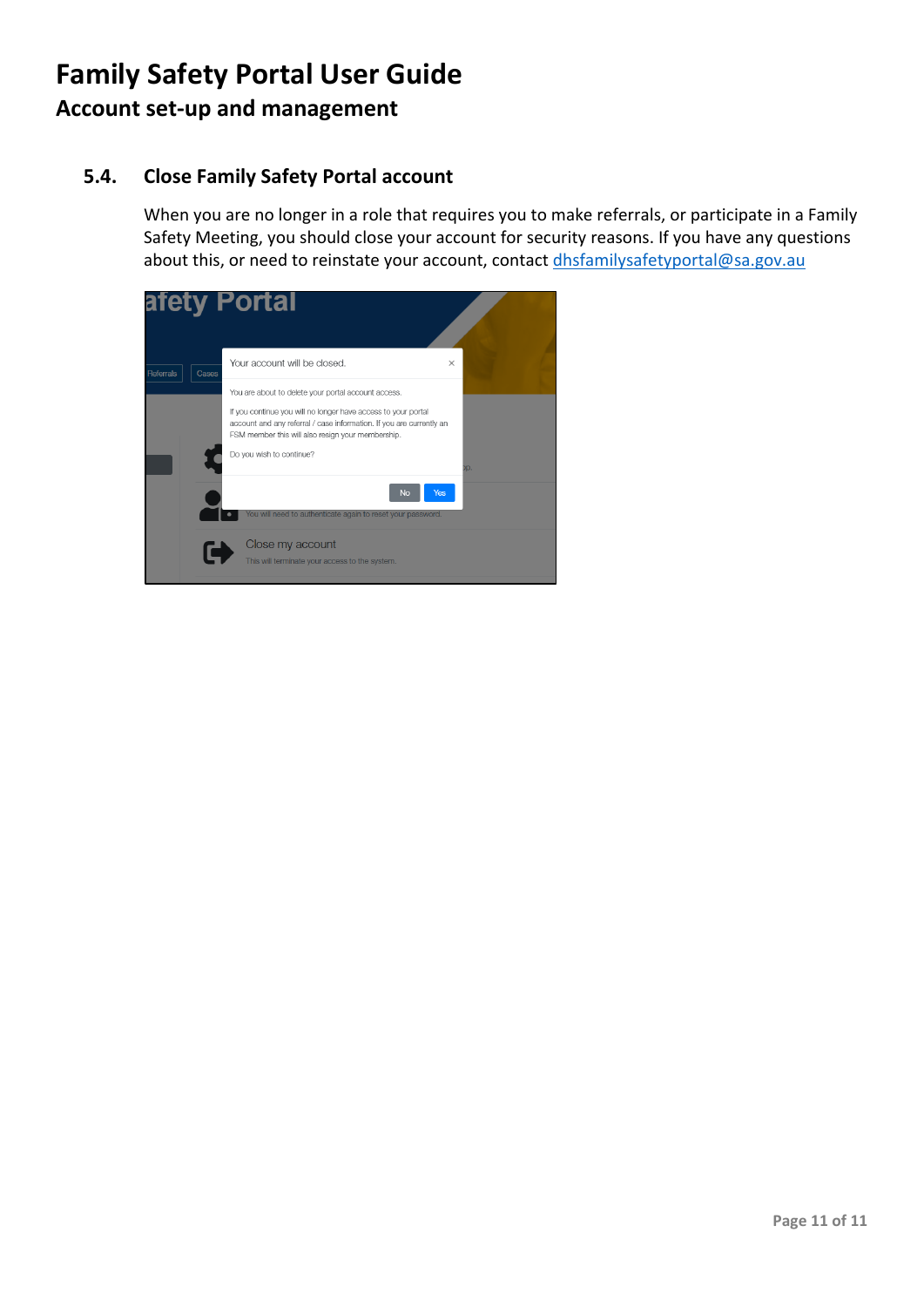# Family Safety Portal User Guide

## Account set-up and management

### 5.4. Close Family Safety Portal account

When you are no longer in a role that requires you to make referrals, or participate in a Family Safety Meeting, you should close your account for security reasons. If you have any questions about this, or need to reinstate your account, contact dhsfamilysafetyportal@sa.gov.au